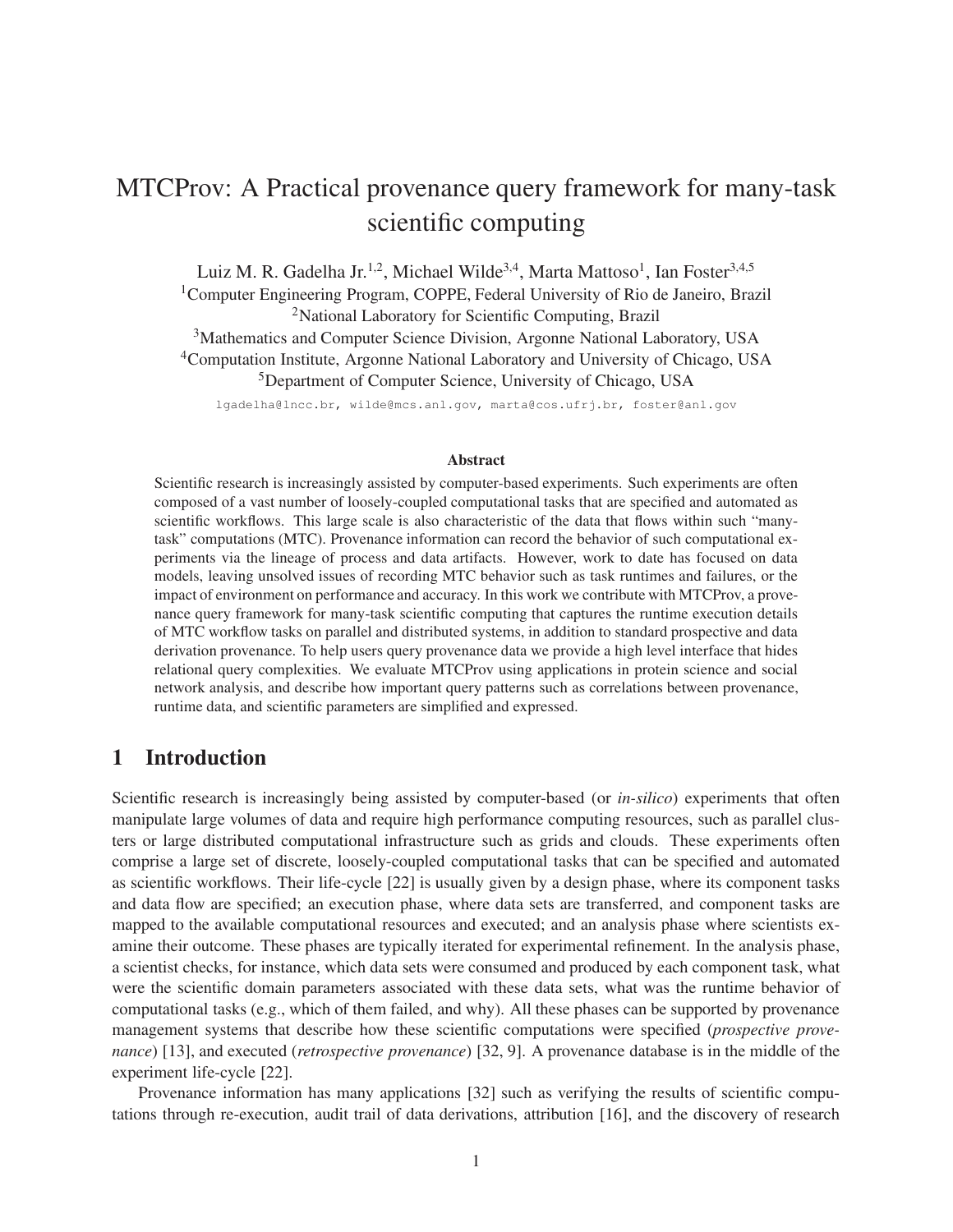# MTCProv: A Practical provenance query framework for many-task scientific computing

Luiz M. R. Gadelha Jr.[1,2], Michael Wilde[3,4], Marta Mattoso[1], Ian Foster[3,4,5]

[1]Computer Engineering Program, COPPE, Federal University of Rio de Janeiro, Brazil

[2]National Laboratory for Scientific Computing, Brazil

[3]Mathematics and Computer Science Division, Argonne National Laboratory, USA

[4]Computation Institute, Argonne National Laboratory and University of Chicago, USA

[5]Department of Computer Science, University of Chicago, USA

lgadelha@lncc.br, wilde@mcs.anl.gov, marta@cos.ufrj.br, foster@anl.gov

**Abstract**

Scientific research is increasingly assisted by computer-based experiments. Such experiments are often composed of a vast number of loosely-coupled computational tasks that are specified and automated as scientific workflows. This large scale is also characteristic of the data that flows within such "many-task" computations (MTC). Provenance information can record the behavior of such computational experiments via the lineage of process and data artifacts. However, work to date has focused on data models, leaving unsolved issues of recording MTC behavior such as task runtimes and failures, or the impact of environment on performance and accuracy. In this work we contribute with MTCProv, a provenance query framework for many-task scientific computing that captures the runtime execution details of MTC workflow tasks on parallel and distributed systems, in addition to standard prospective and data derivation provenance. To help users query provenance data we provide a high level interface that hides relational query complexities. We evaluate MTCProv using applications in protein science and social network analysis, and describe how important query patterns such as correlations between provenance, runtime data, and scientific parameters are simplified and expressed.

## 1 Introduction

Scientific research is increasingly being assisted by computer-based (or *in-silico*) experiments that often manipulate large volumes of data and require high performance computing resources, such as parallel clusters or large distributed computational infrastructure such as grids and clouds. These experiments often comprise a large set of discrete, loosely-coupled computational tasks that can be specified and automated as scientific workflows. Their life-cycle [22] is usually given by a design phase, where its component tasks and data flow are specified; an execution phase, where data sets are transferred, and component tasks are mapped to the available computational resources and executed; and an analysis phase where scientists examine their outcome. These phases are typically iterated for experimental refinement. In the analysis phase, a scientist checks, for instance, which data sets were consumed and produced by each component task, what were the scientific domain parameters associated with these data sets, what was the runtime behavior of computational tasks (e.g., which of them failed, and why). All these phases can be supported by provenance management systems that describe how these scientific computations were specified (*prospective provenance*) [13], and executed (*retrospective provenance*) [32, 9]. A provenance database is in the middle of the experiment life-cycle [22].

Provenance information has many applications [32] such as verifying the results of scientific computations through re-execution, audit trail of data derivations, attribution [16], and the discovery of research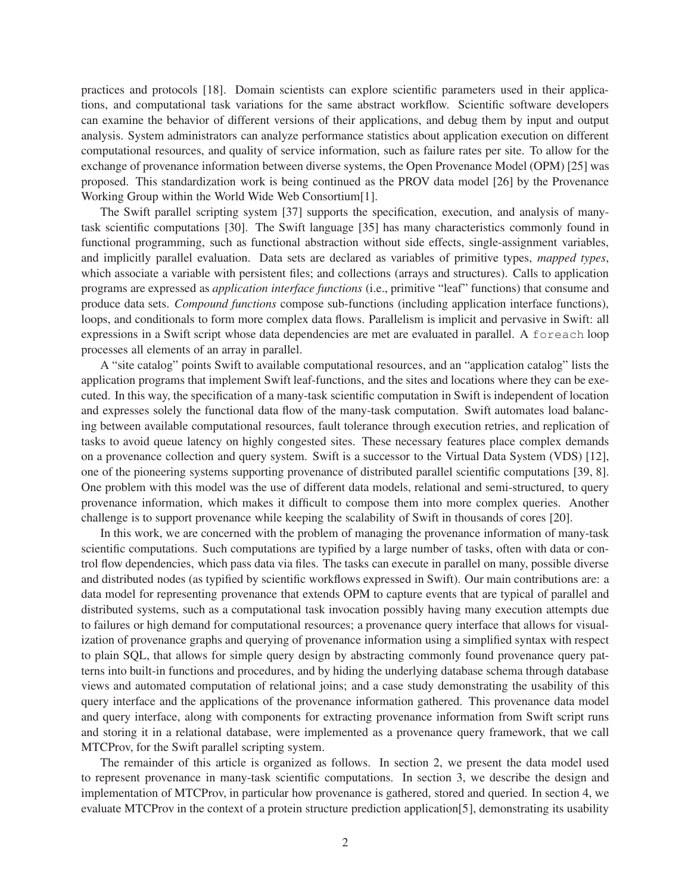practices and protocols [18]. Domain scientists can explore scientific parameters used in their applications, and computational task variations for the same abstract workflow. Scientific software developers can examine the behavior of different versions of their applications, and debug them by input and output analysis. System administrators can analyze performance statistics about application execution on different computational resources, and quality of service information, such as failure rates per site. To allow for the exchange of provenance information between diverse systems, the Open Provenance Model (OPM) [25] was proposed. This standardization work is being continued as the PROV data model [26] by the Provenance Working Group within the World Wide Web Consortium[1].

The Swift parallel scripting system [37] supports the specification, execution, and analysis of many-task scientific computations [30]. The Swift language [35] has many characteristics commonly found in functional programming, such as functional abstraction without side effects, single-assignment variables, and implicitly parallel evaluation. Data sets are declared as variables of primitive types, *mapped types*, which associate a variable with persistent files; and collections (arrays and structures). Calls to application programs are expressed as *application interface functions* (i.e., primitive "leaf" functions) that consume and produce data sets. *Compound functions* compose sub-functions (including application interface functions), loops, and conditionals to form more complex data flows. Parallelism is implicit and pervasive in Swift: all expressions in a Swift script whose data dependencies are met are evaluated in parallel. A `foreach` loop processes all elements of an array in parallel.

A "site catalog" points Swift to available computational resources, and an "application catalog" lists the application programs that implement Swift leaf-functions, and the sites and locations where they can be executed. In this way, the specification of a many-task scientific computation in Swift is independent of location and expresses solely the functional data flow of the many-task computation. Swift automates load balancing between available computational resources, fault tolerance through execution retries, and replication of tasks to avoid queue latency on highly congested sites. These necessary features place complex demands on a provenance collection and query system. Swift is a successor to the Virtual Data System (VDS) [12], one of the pioneering systems supporting provenance of distributed parallel scientific computations [39, 8]. One problem with this model was the use of different data models, relational and semi-structured, to query provenance information, which makes it difficult to compose them into more complex queries. Another challenge is to support provenance while keeping the scalability of Swift in thousands of cores [20].

In this work, we are concerned with the problem of managing the provenance information of many-task scientific computations. Such computations are typified by a large number of tasks, often with data or control flow dependencies, which pass data via files. The tasks can execute in parallel on many, possible diverse and distributed nodes (as typified by scientific workflows expressed in Swift). Our main contributions are: a data model for representing provenance that extends OPM to capture events that are typical of parallel and distributed systems, such as a computational task invocation possibly having many execution attempts due to failures or high demand for computational resources; a provenance query interface that allows for visualization of provenance graphs and querying of provenance information using a simplified syntax with respect to plain SQL, that allows for simple query design by abstracting commonly found provenance query patterns into built-in functions and procedures, and by hiding the underlying database schema through database views and automated computation of relational joins; and a case study demonstrating the usability of this query interface and the applications of the provenance information gathered. This provenance data model and query interface, along with components for extracting provenance information from Swift script runs and storing it in a relational database, were implemented as a provenance query framework, that we call MTCProv, for the Swift parallel scripting system.

The remainder of this article is organized as follows. In section 2, we present the data model used to represent provenance in many-task scientific computations. In section 3, we describe the design and implementation of MTCProv, in particular how provenance is gathered, stored and queried. In section 4, we evaluate MTCProv in the context of a protein structure prediction application[5], demonstrating its usability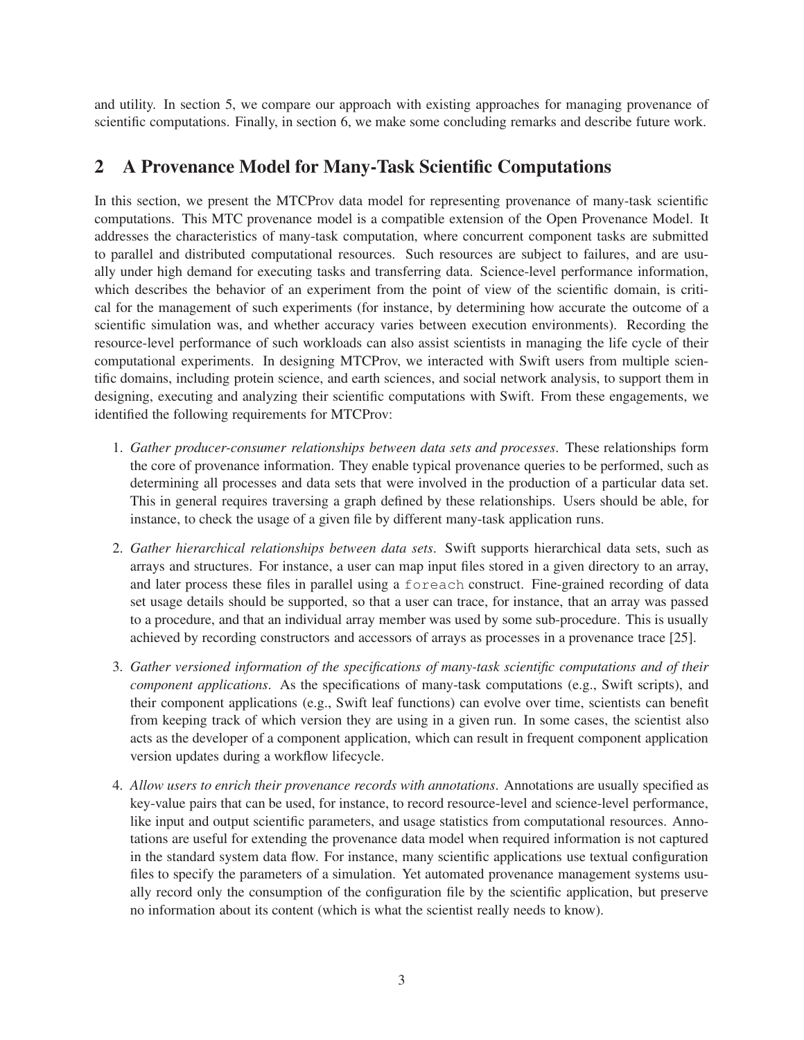and utility. In section 5, we compare our approach with existing approaches for managing provenance of scientific computations. Finally, in section 6, we make some concluding remarks and describe future work.

## 2 A Provenance Model for Many-Task Scientific Computations

In this section, we present the MTCProv data model for representing provenance of many-task scientific computations. This MTC provenance model is a compatible extension of the Open Provenance Model. It addresses the characteristics of many-task computation, where concurrent component tasks are submitted to parallel and distributed computational resources. Such resources are subject to failures, and are usually under high demand for executing tasks and transferring data. Science-level performance information, which describes the behavior of an experiment from the point of view of the scientific domain, is critical for the management of such experiments (for instance, by determining how accurate the outcome of a scientific simulation was, and whether accuracy varies between execution environments). Recording the resource-level performance of such workloads can also assist scientists in managing the life cycle of their computational experiments. In designing MTCProv, we interacted with Swift users from multiple scientific domains, including protein science, and earth sciences, and social network analysis, to support them in designing, executing and analyzing their scientific computations with Swift. From these engagements, we identified the following requirements for MTCProv:

1. *Gather producer-consumer relationships between data sets and processes*. These relationships form the core of provenance information. They enable typical provenance queries to be performed, such as determining all processes and data sets that were involved in the production of a particular data set. This in general requires traversing a graph defined by these relationships. Users should be able, for instance, to check the usage of a given file by different many-task application runs.

2. *Gather hierarchical relationships between data sets*. Swift supports hierarchical data sets, such as arrays and structures. For instance, a user can map input files stored in a given directory to an array, and later process these files in parallel using a `foreach` construct. Fine-grained recording of data set usage details should be supported, so that a user can trace, for instance, that an array was passed to a procedure, and that an individual array member was used by some sub-procedure. This is usually achieved by recording constructors and accessors of arrays as processes in a provenance trace [25].

3. *Gather versioned information of the specifications of many-task scientific computations and of their component applications*. As the specifications of many-task computations (e.g., Swift scripts), and their component applications (e.g., Swift leaf functions) can evolve over time, scientists can benefit from keeping track of which version they are using in a given run. In some cases, the scientist also acts as the developer of a component application, which can result in frequent component application version updates during a workflow lifecycle.

4. *Allow users to enrich their provenance records with annotations*. Annotations are usually specified as key-value pairs that can be used, for instance, to record resource-level and science-level performance, like input and output scientific parameters, and usage statistics from computational resources. Annotations are useful for extending the provenance data model when required information is not captured in the standard system data flow. For instance, many scientific applications use textual configuration files to specify the parameters of a simulation. Yet automated provenance management systems usually record only the consumption of the configuration file by the scientific application, but preserve no information about its content (which is what the scientist really needs to know).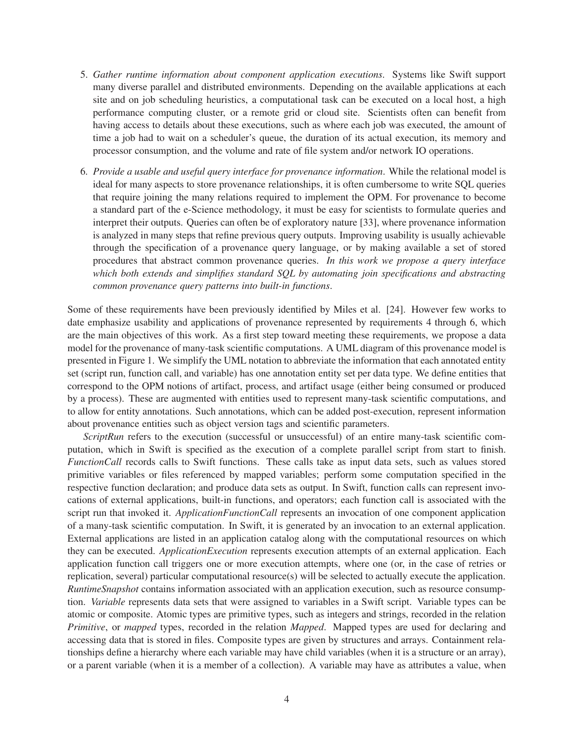5. *Gather runtime information about component application executions*. Systems like Swift support many diverse parallel and distributed environments. Depending on the available applications at each site and on job scheduling heuristics, a computational task can be executed on a local host, a high performance computing cluster, or a remote grid or cloud site. Scientists often can benefit from having access to details about these executions, such as where each job was executed, the amount of time a job had to wait on a scheduler's queue, the duration of its actual execution, its memory and processor consumption, and the volume and rate of file system and/or network IO operations.

6. *Provide a usable and useful query interface for provenance information*. While the relational model is ideal for many aspects to store provenance relationships, it is often cumbersome to write SQL queries that require joining the many relations required to implement the OPM. For provenance to become a standard part of the e-Science methodology, it must be easy for scientists to formulate queries and interpret their outputs. Queries can often be of exploratory nature [33], where provenance information is analyzed in many steps that refine previous query outputs. Improving usability is usually achievable through the specification of a provenance query language, or by making available a set of stored procedures that abstract common provenance queries. *In this work we propose a query interface which both extends and simplifies standard SQL by automating join specifications and abstracting common provenance query patterns into built-in functions*.

Some of these requirements have been previously identified by Miles et al. [24]. However few works to date emphasize usability and applications of provenance represented by requirements 4 through 6, which are the main objectives of this work. As a first step toward meeting these requirements, we propose a data model for the provenance of many-task scientific computations. A UML diagram of this provenance model is presented in Figure 1. We simplify the UML notation to abbreviate the information that each annotated entity set (script run, function call, and variable) has one annotation entity set per data type. We define entities that correspond to the OPM notions of artifact, process, and artifact usage (either being consumed or produced by a process). These are augmented with entities used to represent many-task scientific computations, and to allow for entity annotations. Such annotations, which can be added post-execution, represent information about provenance entities such as object version tags and scientific parameters.

*ScriptRun* refers to the execution (successful or unsuccessful) of an entire many-task scientific computation, which in Swift is specified as the execution of a complete parallel script from start to finish. *FunctionCall* records calls to Swift functions. These calls take as input data sets, such as values stored primitive variables or files referenced by mapped variables; perform some computation specified in the respective function declaration; and produce data sets as output. In Swift, function calls can represent invocations of external applications, built-in functions, and operators; each function call is associated with the script run that invoked it. *ApplicationFunctionCall* represents an invocation of one component application of a many-task scientific computation. In Swift, it is generated by an invocation to an external application. External applications are listed in an application catalog along with the computational resources on which they can be executed. *ApplicationExecution* represents execution attempts of an external application. Each application function call triggers one or more execution attempts, where one (or, in the case of retries or replication, several) particular computational resource(s) will be selected to actually execute the application. *RuntimeSnapshot* contains information associated with an application execution, such as resource consumption. *Variable* represents data sets that were assigned to variables in a Swift script. Variable types can be atomic or composite. Atomic types are primitive types, such as integers and strings, recorded in the relation *Primitive*, or *mapped* types, recorded in the relation *Mapped*. Mapped types are used for declaring and accessing data that is stored in files. Composite types are given by structures and arrays. Containment relationships define a hierarchy where each variable may have child variables (when it is a structure or an array), or a parent variable (when it is a member of a collection). A variable may have as attributes a value, when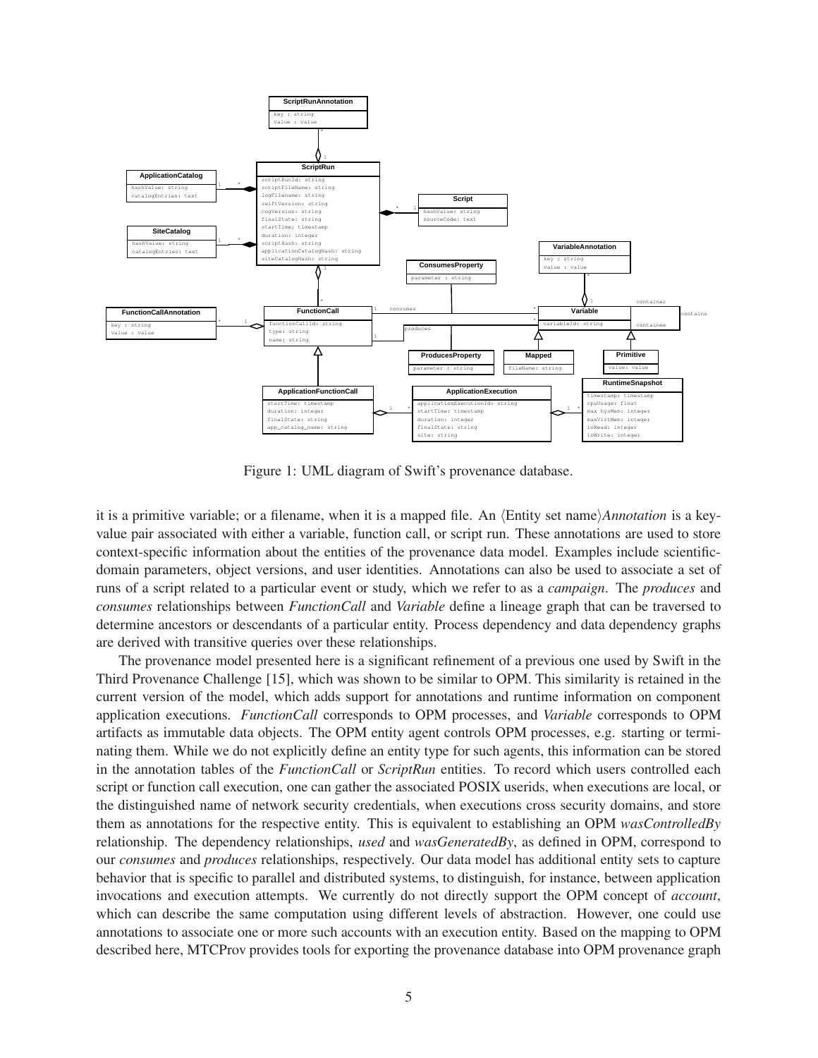Figure 1: UML diagram of Swift's provenance database.

it is a primitive variable; or a filename, when it is a mapped file. An ⟨Entity set name⟩*Annotation* is a key-value pair associated with either a variable, function call, or script run. These annotations are used to store context-specific information about the entities of the provenance data model. Examples include scientific-domain parameters, object versions, and user identities. Annotations can also be used to associate a set of runs of a script related to a particular event or study, which we refer to as a *campaign*. The *produces* and *consumes* relationships between *FunctionCall* and *Variable* define a lineage graph that can be traversed to determine ancestors or descendants of a particular entity. Process dependency and data dependency graphs are derived with transitive queries over these relationships.

The provenance model presented here is a significant refinement of a previous one used by Swift in the Third Provenance Challenge [15], which was shown to be similar to OPM. This similarity is retained in the current version of the model, which adds support for annotations and runtime information on component application executions. *FunctionCall* corresponds to OPM processes, and *Variable* corresponds to OPM artifacts as immutable data objects. The OPM entity agent controls OPM processes, e.g. starting or terminating them. While we do not explicitly define an entity type for such agents, this information can be stored in the annotation tables of the *FunctionCall* or *ScriptRun* entities. To record which users controlled each script or function call execution, one can gather the associated POSIX userids, when executions are local, or the distinguished name of network security credentials, when executions cross security domains, and store them as annotations for the respective entity. This is equivalent to establishing an OPM *wasControlledBy* relationship. The dependency relationships, *used* and *wasGeneratedBy*, as defined in OPM, correspond to our *consumes* and *produces* relationships, respectively. Our data model has additional entity sets to capture behavior that is specific to parallel and distributed systems, to distinguish, for instance, between application invocations and execution attempts. We currently do not directly support the OPM concept of *account*, which can describe the same computation using different levels of abstraction. However, one could use annotations to associate one or more such accounts with an execution entity. Based on the mapping to OPM described here, MTCProv provides tools for exporting the provenance database into OPM provenance graph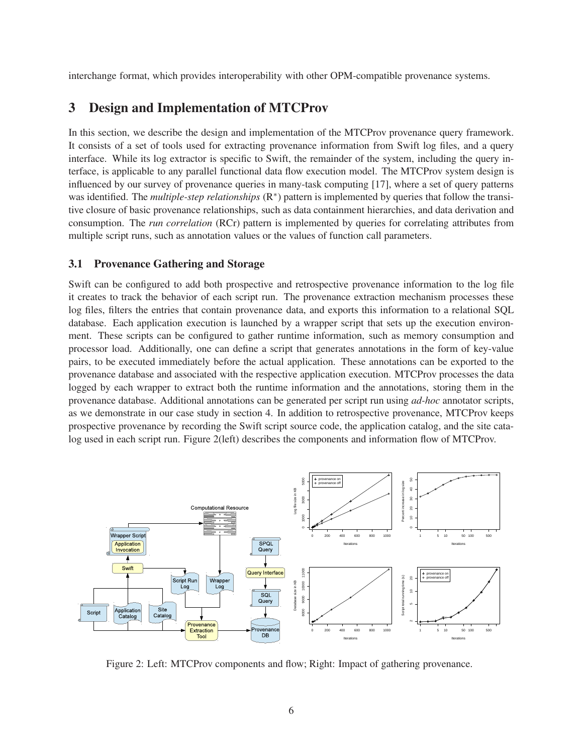interchange format, which provides interoperability with other OPM-compatible provenance systems.

## 3 Design and Implementation of MTCProv

In this section, we describe the design and implementation of the MTCProv provenance query framework. It consists of a set of tools used for extracting provenance information from Swift log files, and a query interface. While its log extractor is specific to Swift, the remainder of the system, including the query interface, is applicable to any parallel functional data flow execution model. The MTCProv system design is influenced by our survey of provenance queries in many-task computing [17], where a set of query patterns was identified. The *multiple-step relationships* ($R^*$) pattern is implemented by queries that follow the transitive closure of basic provenance relationships, such as data containment hierarchies, and data derivation and consumption. The *run correlation* (RCr) pattern is implemented by queries for correlating attributes from multiple script runs, such as annotation values or the values of function call parameters.

### 3.1 Provenance Gathering and Storage

Swift can be configured to add both prospective and retrospective provenance information to the log file it creates to track the behavior of each script run. The provenance extraction mechanism processes these log files, filters the entries that contain provenance data, and exports this information to a relational SQL database. Each application execution is launched by a wrapper script that sets up the execution environment. These scripts can be configured to gather runtime information, such as memory consumption and processor load. Additionally, one can define a script that generates annotations in the form of key-value pairs, to be executed immediately before the actual application. These annotations can be exported to the provenance database and associated with the respective application execution. MTCProv processes the data logged by each wrapper to extract both the runtime information and the annotations, storing them in the provenance database. Additional annotations can be generated per script run using *ad-hoc* annotator scripts, as we demonstrate in our case study in section 4. In addition to retrospective provenance, MTCProv keeps prospective provenance by recording the Swift script source code, the application catalog, and the site catalog used in each script run. Figure 2(left) describes the components and information flow of MTCProv.

Computational Resource
Wrapper Script
Application Invocation
Swift
Script Run Log
Wrapper Log
SPQL Query
Query Interface
SQL Query
Script
Application Catalog
Site Catalog
Provenance Extraction Tool
Provenance DB

Log file size in KB
provenance on
provenance off
0 200 400 600 800 1000
Iterations

Percent increase in log size
1 5 10 50 100 500
Iterations

Database size in KB
0 200 400 600 800 1000
Iterations

Script total running time (s)
provenance on
provenance off
1 5 10 50 100 500
Iterations

Figure 2: Left: MTCProv components and flow; Right: Impact of gathering provenance.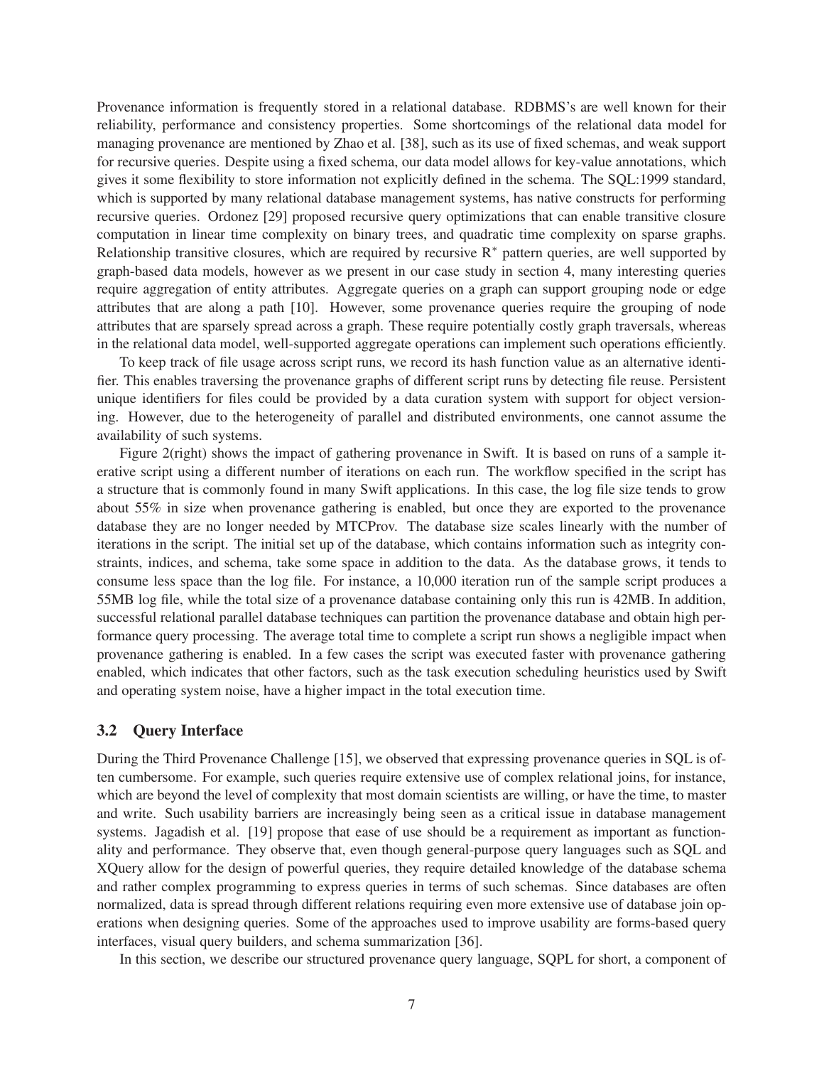Provenance information is frequently stored in a relational database. RDBMS's are well known for their reliability, performance and consistency properties. Some shortcomings of the relational data model for managing provenance are mentioned by Zhao et al. [38], such as its use of fixed schemas, and weak support for recursive queries. Despite using a fixed schema, our data model allows for key-value annotations, which gives it some flexibility to store information not explicitly defined in the schema. The SQL:1999 standard, which is supported by many relational database management systems, has native constructs for performing recursive queries. Ordonez [29] proposed recursive query optimizations that can enable transitive closure computation in linear time complexity on binary trees, and quadratic time complexity on sparse graphs. Relationship transitive closures, which are required by recursive $R^*$ pattern queries, are well supported by graph-based data models, however as we present in our case study in section 4, many interesting queries require aggregation of entity attributes. Aggregate queries on a graph can support grouping node or edge attributes that are along a path [10]. However, some provenance queries require the grouping of node attributes that are sparsely spread across a graph. These require potentially costly graph traversals, whereas in the relational data model, well-supported aggregate operations can implement such operations efficiently.

To keep track of file usage across script runs, we record its hash function value as an alternative identifier. This enables traversing the provenance graphs of different script runs by detecting file reuse. Persistent unique identifiers for files could be provided by a data curation system with support for object versioning. However, due to the heterogeneity of parallel and distributed environments, one cannot assume the availability of such systems.

Figure 2(right) shows the impact of gathering provenance in Swift. It is based on runs of a sample iterative script using a different number of iterations on each run. The workflow specified in the script has a structure that is commonly found in many Swift applications. In this case, the log file size tends to grow about 55% in size when provenance gathering is enabled, but once they are exported to the provenance database they are no longer needed by MTCProv. The database size scales linearly with the number of iterations in the script. The initial set up of the database, which contains information such as integrity constraints, indices, and schema, take some space in addition to the data. As the database grows, it tends to consume less space than the log file. For instance, a 10,000 iteration run of the sample script produces a 55MB log file, while the total size of a provenance database containing only this run is 42MB. In addition, successful relational parallel database techniques can partition the provenance database and obtain high performance query processing. The average total time to complete a script run shows a negligible impact when provenance gathering is enabled. In a few cases the script was executed faster with provenance gathering enabled, which indicates that other factors, such as the task execution scheduling heuristics used by Swift and operating system noise, have a higher impact in the total execution time.

### 3.2 Query Interface

During the Third Provenance Challenge [15], we observed that expressing provenance queries in SQL is often cumbersome. For example, such queries require extensive use of complex relational joins, for instance, which are beyond the level of complexity that most domain scientists are willing, or have the time, to master and write. Such usability barriers are increasingly being seen as a critical issue in database management systems. Jagadish et al. [19] propose that ease of use should be a requirement as important as functionality and performance. They observe that, even though general-purpose query languages such as SQL and XQuery allow for the design of powerful queries, they require detailed knowledge of the database schema and rather complex programming to express queries in terms of such schemas. Since databases are often normalized, data is spread through different relations requiring even more extensive use of database join operations when designing queries. Some of the approaches used to improve usability are forms-based query interfaces, visual query builders, and schema summarization [36].

In this section, we describe our structured provenance query language, SQPL for short, a component of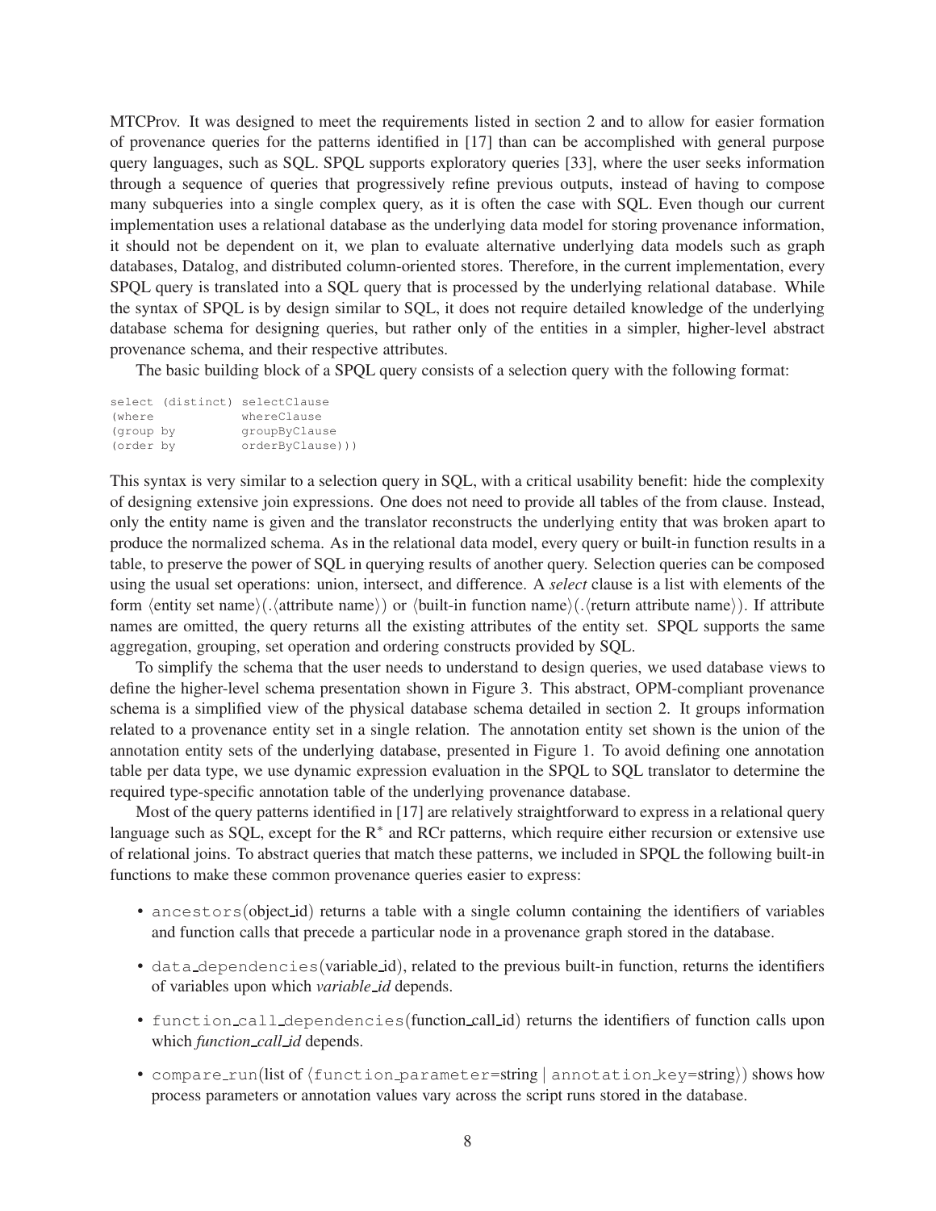MTCProv. It was designed to meet the requirements listed in section 2 and to allow for easier formation of provenance queries for the patterns identified in [17] than can be accomplished with general purpose query languages, such as SQL. SPQL supports exploratory queries [33], where the user seeks information through a sequence of queries that progressively refine previous outputs, instead of having to compose many subqueries into a single complex query, as it is often the case with SQL. Even though our current implementation uses a relational database as the underlying data model for storing provenance information, it should not be dependent on it, we plan to evaluate alternative underlying data models such as graph databases, Datalog, and distributed column-oriented stores. Therefore, in the current implementation, every SPQL query is translated into a SQL query that is processed by the underlying relational database. While the syntax of SPQL is by design similar to SQL, it does not require detailed knowledge of the underlying database schema for designing queries, but rather only of the entities in a simpler, higher-level abstract provenance schema, and their respective attributes.

The basic building block of a SPQL query consists of a selection query with the following format:

```
select (distinct) selectClause
(where            whereClause
(group by         groupByClause
(order by         orderByClause)))
```

This syntax is very similar to a selection query in SQL, with a critical usability benefit: hide the complexity of designing extensive join expressions. One does not need to provide all tables of the from clause. Instead, only the entity name is given and the translator reconstructs the underlying entity that was broken apart to produce the normalized schema. As in the relational data model, every query or built-in function results in a table, to preserve the power of SQL in querying results of another query. Selection queries can be composed using the usual set operations: union, intersect, and difference. A *select* clause is a list with elements of the form ⟨entity set name⟩(.⟨attribute name⟩) or ⟨built-in function name⟩(.⟨return attribute name⟩). If attribute names are omitted, the query returns all the existing attributes of the entity set. SPQL supports the same aggregation, grouping, set operation and ordering constructs provided by SQL.

To simplify the schema that the user needs to understand to design queries, we used database views to define the higher-level schema presentation shown in Figure 3. This abstract, OPM-compliant provenance schema is a simplified view of the physical database schema detailed in section 2. It groups information related to a provenance entity set in a single relation. The annotation entity set shown is the union of the annotation entity sets of the underlying database, presented in Figure 1. To avoid defining one annotation table per data type, we use dynamic expression evaluation in the SPQL to SQL translator to determine the required type-specific annotation table of the underlying provenance database.

Most of the query patterns identified in [17] are relatively straightforward to express in a relational query language such as SQL, except for the $R^*$ and RCr patterns, which require either recursion or extensive use of relational joins. To abstract queries that match these patterns, we included in SPQL the following built-in functions to make these common provenance queries easier to express:

- `ancestors`(object_id) returns a table with a single column containing the identifiers of variables and function calls that precede a particular node in a provenance graph stored in the database.
- `data_dependencies`(variable_id), related to the previous built-in function, returns the identifiers of variables upon which *variable_id* depends.
- `function_call_dependencies`(function_call_id) returns the identifiers of function calls upon which *function_call_id* depends.
- `compare_run`(list of ⟨`function_parameter`=string | `annotation_key`=string⟩) shows how process parameters or annotation values vary across the script runs stored in the database.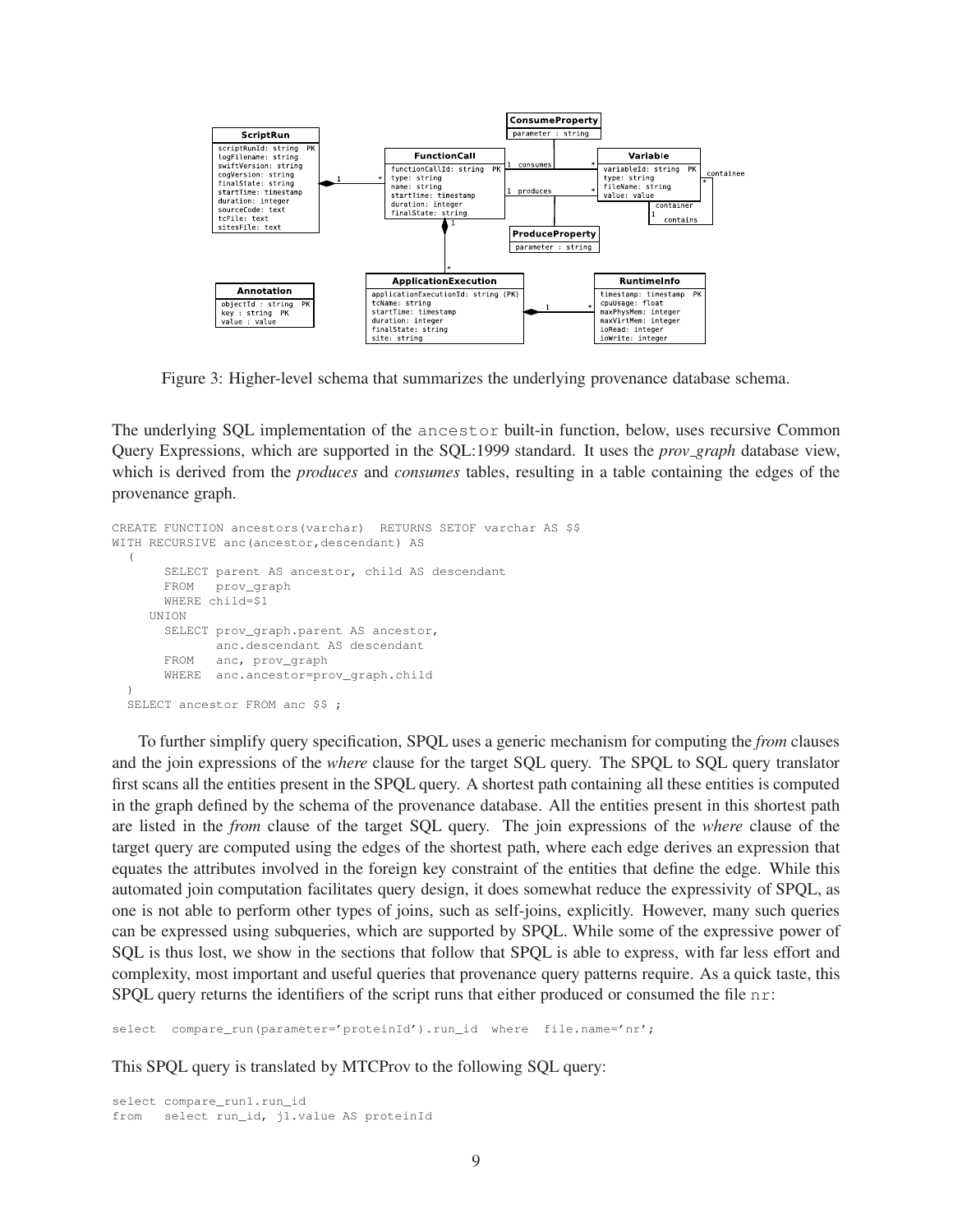Figure 3: Higher-level schema that summarizes the underlying provenance database schema.

The underlying SQL implementation of the `ancestor` built-in function, below, uses recursive Common Query Expressions, which are supported in the SQL:1999 standard. It uses the *prov_graph* database view, which is derived from the *produces* and *consumes* tables, resulting in a table containing the edges of the provenance graph.

```
CREATE FUNCTION ancestors(varchar)  RETURNS SETOF varchar AS $$
WITH RECURSIVE anc(ancestor,descendant) AS
  (
       SELECT parent AS ancestor, child AS descendant
       FROM   prov_graph
       WHERE child=$1
     UNION
       SELECT prov_graph.parent AS ancestor,
              anc.descendant AS descendant
       FROM   anc, prov_graph
       WHERE  anc.ancestor=prov_graph.child
  )
  SELECT ancestor FROM anc $$ ;
```

To further simplify query specification, SPQL uses a generic mechanism for computing the *from* clauses and the join expressions of the *where* clause for the target SQL query. The SPQL to SQL query translator first scans all the entities present in the SPQL query. A shortest path containing all these entities is computed in the graph defined by the schema of the provenance database. All the entities present in this shortest path are listed in the *from* clause of the target SQL query. The join expressions of the *where* clause of the target query are computed using the edges of the shortest path, where each edge derives an expression that equates the attributes involved in the foreign key constraint of the entities that define the edge. While this automated join computation facilitates query design, it does somewhat reduce the expressivity of SPQL, as one is not able to perform other types of joins, such as self-joins, explicitly. However, many such queries can be expressed using subqueries, which are supported by SPQL. While some of the expressive power of SQL is thus lost, we show in the sections that follow that SPQL is able to express, with far less effort and complexity, most important and useful queries that provenance query patterns require. As a quick taste, this SPQL query returns the identifiers of the script runs that either produced or consumed the file `nr`:

```
select  compare_run(parameter='proteinId').run_id  where  file.name='nr';
```

This SPQL query is translated by MTCProv to the following SQL query:

```
select compare_run1.run_id
from   select run_id, j1.value AS proteinId
```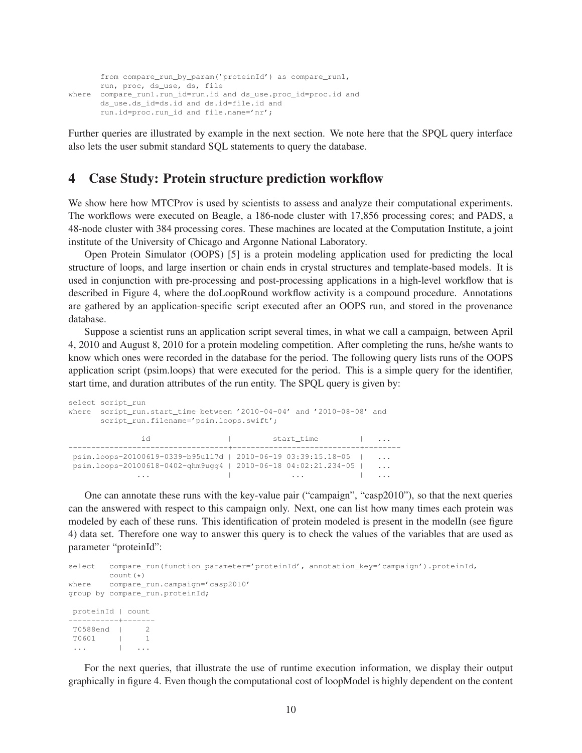```
       from compare_run_by_param('proteinId') as compare_run1,
       run, proc, ds_use, ds, file
where  compare_run1.run_id=run.id and ds_use.proc_id=proc.id and
       ds_use.ds_id=ds.id and ds.id=file.id and
       run.id=proc.run_id and file.name='nr';
```

Further queries are illustrated by example in the next section. We note here that the SPQL query interface also lets the user submit standard SQL statements to query the database.

## 4 Case Study: Protein structure prediction workflow

We show here how MTCProv is used by scientists to assess and analyze their computational experiments. The workflows were executed on Beagle, a 186-node cluster with 17,856 processing cores; and PADS, a 48-node cluster with 384 processing cores. These machines are located at the Computation Institute, a joint institute of the University of Chicago and Argonne National Laboratory.

Open Protein Simulator (OOPS) [5] is a protein modeling application used for predicting the local structure of loops, and large insertion or chain ends in crystal structures and template-based models. It is used in conjunction with pre-processing and post-processing applications in a high-level workflow that is described in Figure 4, where the doLoopRound workflow activity is a compound procedure. Annotations are gathered by an application-specific script executed after an OOPS run, and stored in the provenance database.

Suppose a scientist runs an application script several times, in what we call a campaign, between April 4, 2010 and August 8, 2010 for a protein modeling competition. After completing the runs, he/she wants to know which ones were recorded in the database for the period. The following query lists runs of the OOPS application script (psim.loops) that were executed for the period. This is a simple query for the identifier, start time, and duration attributes of the run entity. The SPQL query is given by:

```
select script_run
where  script_run.start_time between '2010-04-04' and '2010-08-08' and
       script_run.filename='psim.loops.swift';

               id                   |         start_time          |  ...
------------------------------------+-----------------------------+--------
 psim.loops-20100619-0339-b95ull7d | 2010-06-19 03:39:15.18-05   |  ...
 psim.loops-20100618-0402-qhm9ugg4 | 2010-06-18 04:02:21.234-05 |  ...
              ...                   |             ...             |  ...
```

One can annotate these runs with the key-value pair ("campaign", "casp2010"), so that the next queries can the answered with respect to this campaign only. Next, one can list how many times each protein was modeled by each of these runs. This identification of protein modeled is present in the modelIn (see figure 4) data set. Therefore one way to answer this query is to check the values of the variables that are used as parameter "proteinId":

```
select   compare_run(function_parameter='proteinId', annotation_key='campaign').proteinId,
         count(*)
where    compare_run.campaign='casp2010'
group by compare_run.proteinId;

 proteinId | count
-----------+-------
 T0588end  |     2
 T0601     |     1
 ...       |   ...
```

For the next queries, that illustrate the use of runtime execution information, we display their output graphically in figure 4. Even though the computational cost of loopModel is highly dependent on the content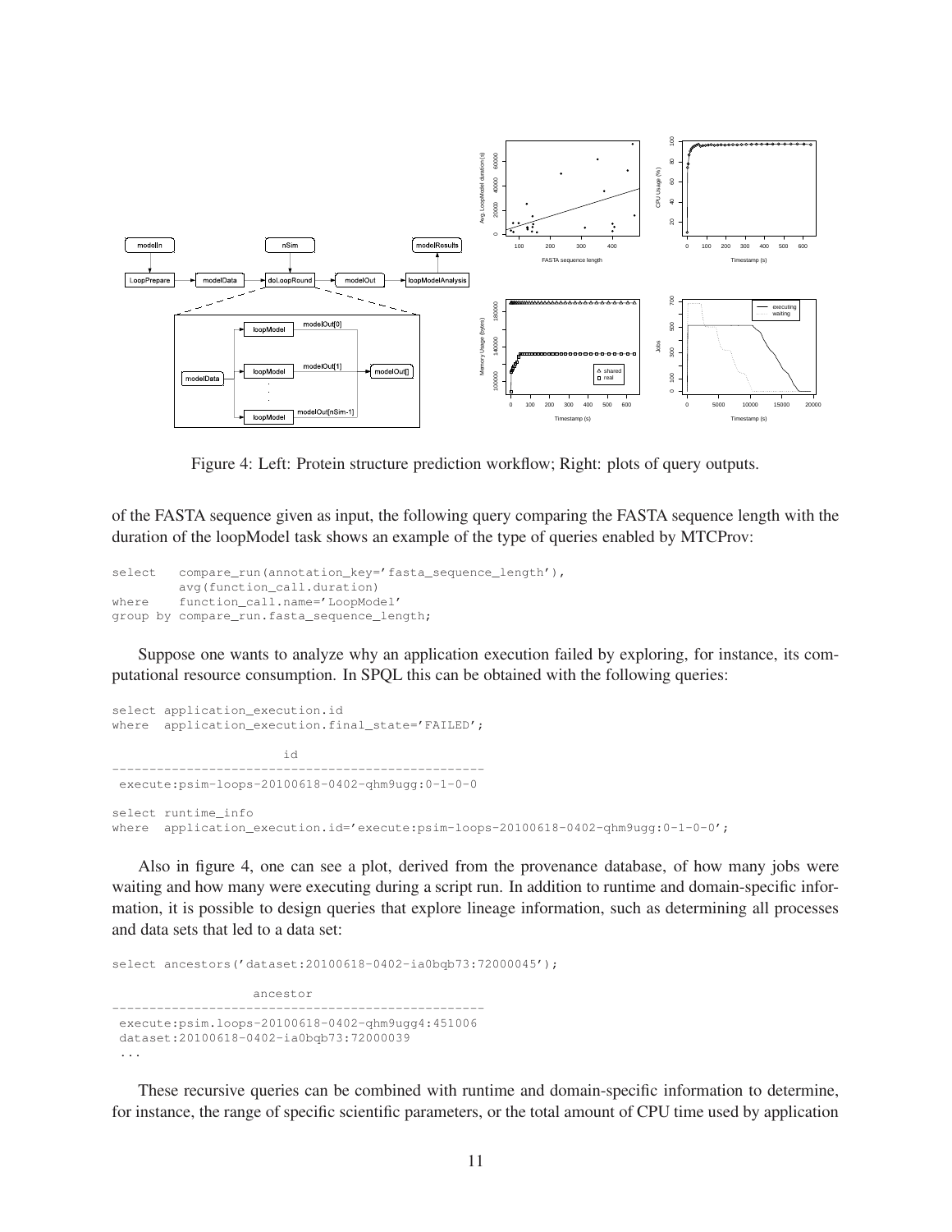Figure 4: Left: Protein structure prediction workflow; Right: plots of query outputs.

of the FASTA sequence given as input, the following query comparing the FASTA sequence length with the duration of the loopModel task shows an example of the type of queries enabled by MTCProv:

```
select   compare_run(annotation_key='fasta_sequence_length'),
         avg(function_call.duration)
where    function_call.name='LoopModel'
group by compare_run.fasta_sequence_length;
```

Suppose one wants to analyze why an application execution failed by exploring, for instance, its computational resource consumption. In SPQL this can be obtained with the following queries:

```
select application_execution.id
where  application_execution.final_state='FAILED';

                     id
--------------------------------------------------
 execute:psim-loops-20100618-0402-qhm9ugg:0-1-0-0

select runtime_info
where  application_execution.id='execute:psim-loops-20100618-0402-qhm9ugg:0-1-0-0';
```

Also in figure 4, one can see a plot, derived from the provenance database, of how many jobs were waiting and how many were executing during a script run. In addition to runtime and domain-specific information, it is possible to design queries that explore lineage information, such as determining all processes and data sets that led to a data set:

```
select ancestors('dataset:20100618-0402-ia0bqb73:72000045');

                 ancestor
--------------------------------------------------
 execute:psim.loops-20100618-0402-qhm9ugg4:451006
 dataset:20100618-0402-ia0bqb73:72000039
 ...
```

These recursive queries can be combined with runtime and domain-specific information to determine, for instance, the range of specific scientific parameters, or the total amount of CPU time used by application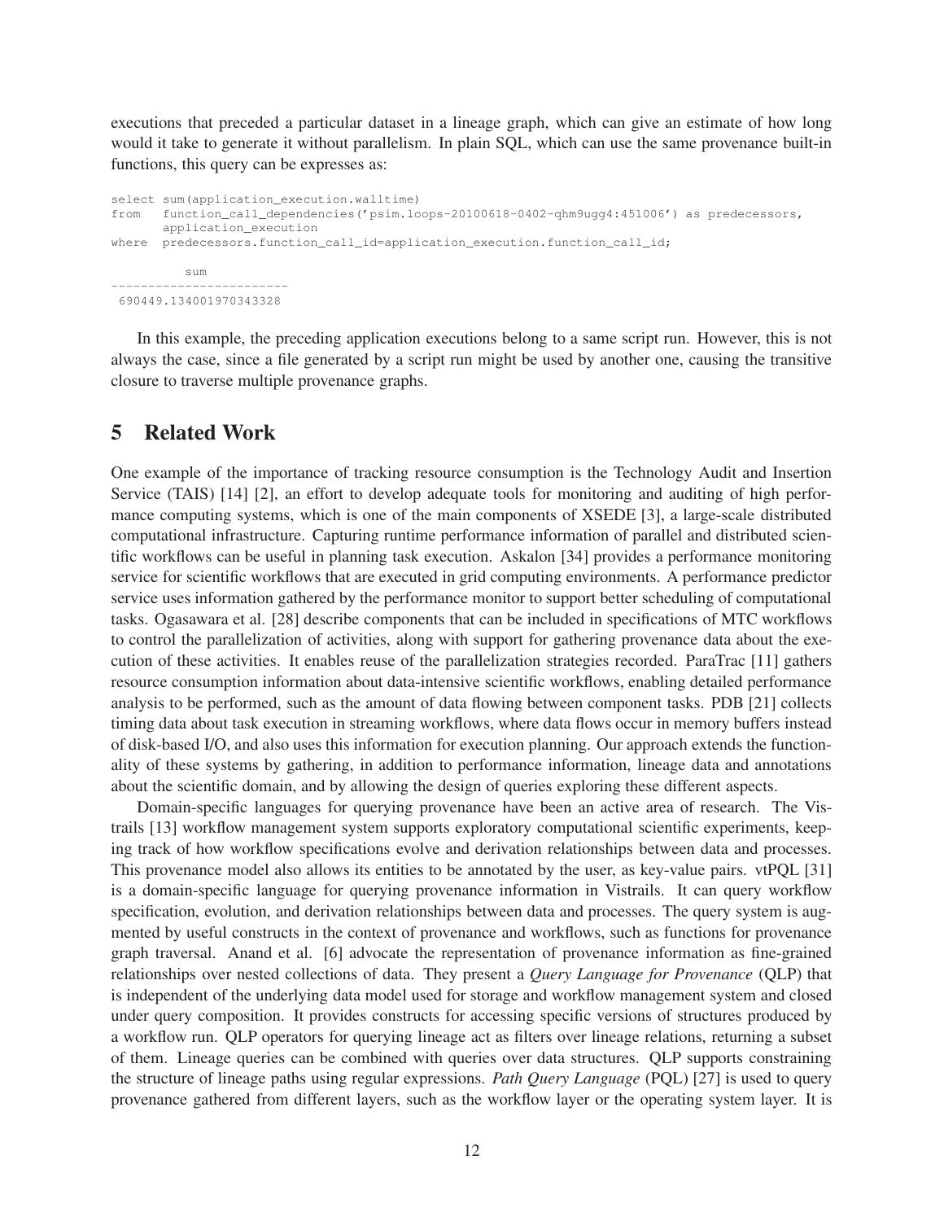executions that preceded a particular dataset in a lineage graph, which can give an estimate of how long would it take to generate it without parallelism. In plain SQL, which can use the same provenance built-in functions, this query can be expresses as:

```
select sum(application_execution.walltime)
from   function_call_dependencies('psim.loops-20100618-0402-qhm9ugg4:451006') as predecessors,
       application_execution
where  predecessors.function_call_id=application_execution.function_call_id;

         sum
------------------------
 690449.134001970343328
```

In this example, the preceding application executions belong to a same script run. However, this is not always the case, since a file generated by a script run might be used by another one, causing the transitive closure to traverse multiple provenance graphs.

## 5 Related Work

One example of the importance of tracking resource consumption is the Technology Audit and Insertion Service (TAIS) [14] [2], an effort to develop adequate tools for monitoring and auditing of high performance computing systems, which is one of the main components of XSEDE [3], a large-scale distributed computational infrastructure. Capturing runtime performance information of parallel and distributed scientific workflows can be useful in planning task execution. Askalon [34] provides a performance monitoring service for scientific workflows that are executed in grid computing environments. A performance predictor service uses information gathered by the performance monitor to support better scheduling of computational tasks. Ogasawara et al. [28] describe components that can be included in specifications of MTC workflows to control the parallelization of activities, along with support for gathering provenance data about the execution of these activities. It enables reuse of the parallelization strategies recorded. ParaTrac [11] gathers resource consumption information about data-intensive scientific workflows, enabling detailed performance analysis to be performed, such as the amount of data flowing between component tasks. PDB [21] collects timing data about task execution in streaming workflows, where data flows occur in memory buffers instead of disk-based I/O, and also uses this information for execution planning. Our approach extends the functionality of these systems by gathering, in addition to performance information, lineage data and annotations about the scientific domain, and by allowing the design of queries exploring these different aspects.

Domain-specific languages for querying provenance have been an active area of research. The Vistrails [13] workflow management system supports exploratory computational scientific experiments, keeping track of how workflow specifications evolve and derivation relationships between data and processes. This provenance model also allows its entities to be annotated by the user, as key-value pairs. vtPQL [31] is a domain-specific language for querying provenance information in Vistrails. It can query workflow specification, evolution, and derivation relationships between data and processes. The query system is augmented by useful constructs in the context of provenance and workflows, such as functions for provenance graph traversal. Anand et al. [6] advocate the representation of provenance information as fine-grained relationships over nested collections of data. They present a *Query Language for Provenance* (QLP) that is independent of the underlying data model used for storage and workflow management system and closed under query composition. It provides constructs for accessing specific versions of structures produced by a workflow run. QLP operators for querying lineage act as filters over lineage relations, returning a subset of them. Lineage queries can be combined with queries over data structures. QLP supports constraining the structure of lineage paths using regular expressions. *Path Query Language* (PQL) [27] is used to query provenance gathered from different layers, such as the workflow layer or the operating system layer. It is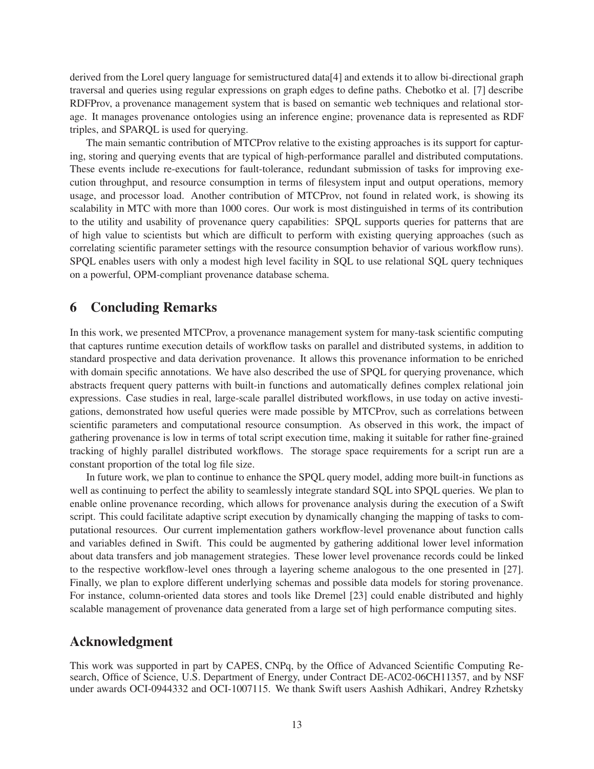derived from the Lorel query language for semistructured data[4] and extends it to allow bi-directional graph traversal and queries using regular expressions on graph edges to define paths. Chebotko et al. [7] describe RDFProv, a provenance management system that is based on semantic web techniques and relational storage. It manages provenance ontologies using an inference engine; provenance data is represented as RDF triples, and SPARQL is used for querying.

The main semantic contribution of MTCProv relative to the existing approaches is its support for capturing, storing and querying events that are typical of high-performance parallel and distributed computations. These events include re-executions for fault-tolerance, redundant submission of tasks for improving execution throughput, and resource consumption in terms of filesystem input and output operations, memory usage, and processor load. Another contribution of MTCProv, not found in related work, is showing its scalability in MTC with more than 1000 cores. Our work is most distinguished in terms of its contribution to the utility and usability of provenance query capabilities: SPQL supports queries for patterns that are of high value to scientists but which are difficult to perform with existing querying approaches (such as correlating scientific parameter settings with the resource consumption behavior of various workflow runs). SPQL enables users with only a modest high level facility in SQL to use relational SQL query techniques on a powerful, OPM-compliant provenance database schema.

## 6 Concluding Remarks

In this work, we presented MTCProv, a provenance management system for many-task scientific computing that captures runtime execution details of workflow tasks on parallel and distributed systems, in addition to standard prospective and data derivation provenance. It allows this provenance information to be enriched with domain specific annotations. We have also described the use of SPQL for querying provenance, which abstracts frequent query patterns with built-in functions and automatically defines complex relational join expressions. Case studies in real, large-scale parallel distributed workflows, in use today on active investigations, demonstrated how useful queries were made possible by MTCProv, such as correlations between scientific parameters and computational resource consumption. As observed in this work, the impact of gathering provenance is low in terms of total script execution time, making it suitable for rather fine-grained tracking of highly parallel distributed workflows. The storage space requirements for a script run are a constant proportion of the total log file size.

In future work, we plan to continue to enhance the SPQL query model, adding more built-in functions as well as continuing to perfect the ability to seamlessly integrate standard SQL into SPQL queries. We plan to enable online provenance recording, which allows for provenance analysis during the execution of a Swift script. This could facilitate adaptive script execution by dynamically changing the mapping of tasks to computational resources. Our current implementation gathers workflow-level provenance about function calls and variables defined in Swift. This could be augmented by gathering additional lower level information about data transfers and job management strategies. These lower level provenance records could be linked to the respective workflow-level ones through a layering scheme analogous to the one presented in [27]. Finally, we plan to explore different underlying schemas and possible data models for storing provenance. For instance, column-oriented data stores and tools like Dremel [23] could enable distributed and highly scalable management of provenance data generated from a large set of high performance computing sites.

## Acknowledgment

This work was supported in part by CAPES, CNPq, by the Office of Advanced Scientific Computing Research, Office of Science, U.S. Department of Energy, under Contract DE-AC02-06CH11357, and by NSF under awards OCI-0944332 and OCI-1007115. We thank Swift users Aashish Adhikari, Andrey Rzhetsky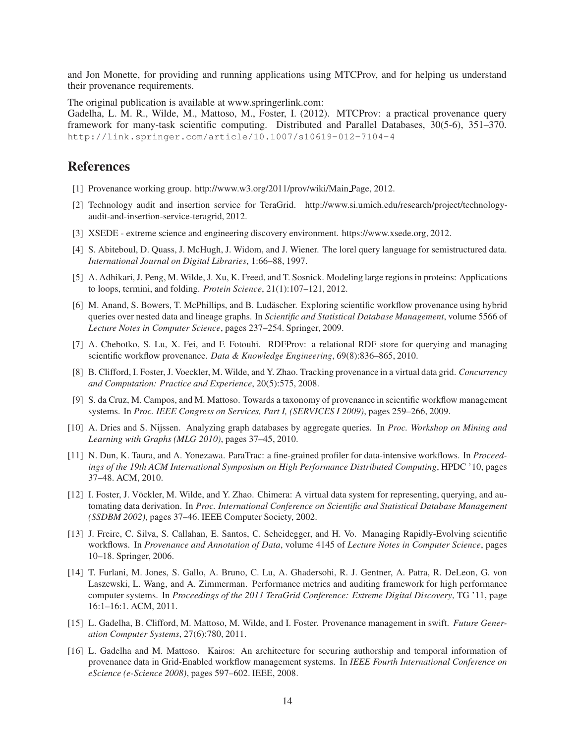and Jon Monette, for providing and running applications using MTCProv, and for helping us understand their provenance requirements.

The original publication is available at www.springerlink.com:
Gadelha, L. M. R., Wilde, M., Mattoso, M., Foster, I. (2012). MTCProv: a practical provenance query framework for many-task scientific computing. Distributed and Parallel Databases, 30(5-6), 351–370. http://link.springer.com/article/10.1007/s10619-012-7104-4

# References

[1] Provenance working group. http://www.w3.org/2011/prov/wiki/Main_Page, 2012.

[2] Technology audit and insertion service for TeraGrid. http://www.si.umich.edu/research/project/technology-audit-and-insertion-service-teragrid, 2012.

[3] XSEDE - extreme science and engineering discovery environment. https://www.xsede.org, 2012.

[4] S. Abiteboul, D. Quass, J. McHugh, J. Widom, and J. Wiener. The lorel query language for semistructured data. *International Journal on Digital Libraries*, 1:66–88, 1997.

[5] A. Adhikari, J. Peng, M. Wilde, J. Xu, K. Freed, and T. Sosnick. Modeling large regions in proteins: Applications to loops, termini, and folding. *Protein Science*, 21(1):107–121, 2012.

[6] M. Anand, S. Bowers, T. McPhillips, and B. Ludäscher. Exploring scientific workflow provenance using hybrid queries over nested data and lineage graphs. In *Scientific and Statistical Database Management*, volume 5566 of *Lecture Notes in Computer Science*, pages 237–254. Springer, 2009.

[7] A. Chebotko, S. Lu, X. Fei, and F. Fotouhi. RDFProv: a relational RDF store for querying and managing scientific workflow provenance. *Data & Knowledge Engineering*, 69(8):836–865, 2010.

[8] B. Clifford, I. Foster, J. Voeckler, M. Wilde, and Y. Zhao. Tracking provenance in a virtual data grid. *Concurrency and Computation: Practice and Experience*, 20(5):575, 2008.

[9] S. da Cruz, M. Campos, and M. Mattoso. Towards a taxonomy of provenance in scientific workflow management systems. In *Proc. IEEE Congress on Services, Part I, (SERVICES I 2009)*, pages 259–266, 2009.

[10] A. Dries and S. Nijssen. Analyzing graph databases by aggregate queries. In *Proc. Workshop on Mining and Learning with Graphs (MLG 2010)*, pages 37–45, 2010.

[11] N. Dun, K. Taura, and A. Yonezawa. ParaTrac: a fine-grained profiler for data-intensive workflows. In *Proceedings of the 19th ACM International Symposium on High Performance Distributed Computing*, HPDC '10, pages 37–48. ACM, 2010.

[12] I. Foster, J. Vöckler, M. Wilde, and Y. Zhao. Chimera: A virtual data system for representing, querying, and automating data derivation. In *Proc. International Conference on Scientific and Statistical Database Management (SSDBM 2002)*, pages 37–46. IEEE Computer Society, 2002.

[13] J. Freire, C. Silva, S. Callahan, E. Santos, C. Scheidegger, and H. Vo. Managing Rapidly-Evolving scientific workflows. In *Provenance and Annotation of Data*, volume 4145 of *Lecture Notes in Computer Science*, pages 10–18. Springer, 2006.

[14] T. Furlani, M. Jones, S. Gallo, A. Bruno, C. Lu, A. Ghadersohi, R. J. Gentner, A. Patra, R. DeLeon, G. von Laszewski, L. Wang, and A. Zimmerman. Performance metrics and auditing framework for high performance computer systems. In *Proceedings of the 2011 TeraGrid Conference: Extreme Digital Discovery*, TG '11, page 16:1–16:1. ACM, 2011.

[15] L. Gadelha, B. Clifford, M. Mattoso, M. Wilde, and I. Foster. Provenance management in swift. *Future Generation Computer Systems*, 27(6):780, 2011.

[16] L. Gadelha and M. Mattoso. Kairos: An architecture for securing authorship and temporal information of provenance data in Grid-Enabled workflow management systems. In *IEEE Fourth International Conference on eScience (e-Science 2008)*, pages 597–602. IEEE, 2008.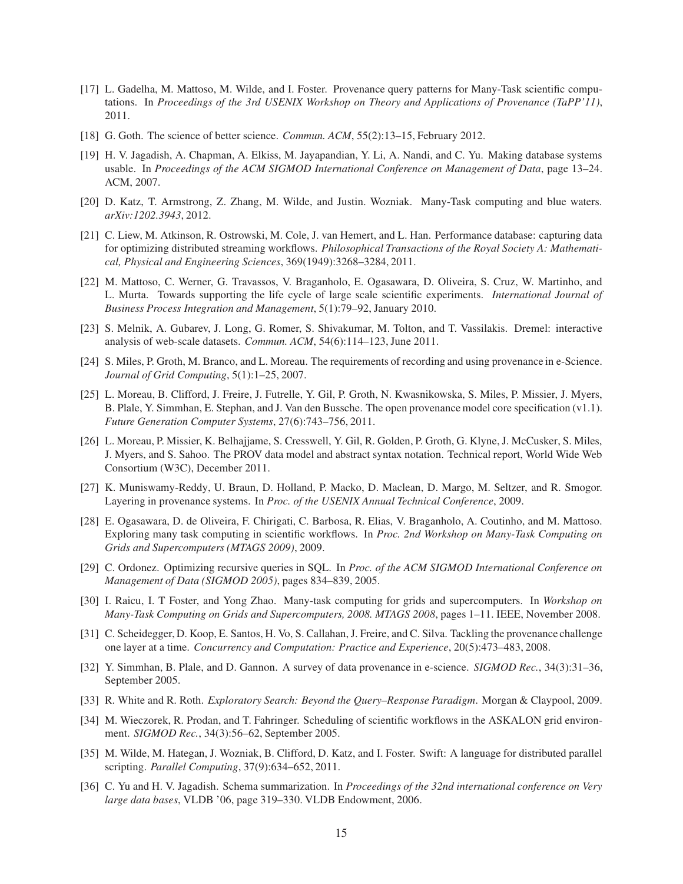[17] L. Gadelha, M. Mattoso, M. Wilde, and I. Foster. Provenance query patterns for Many-Task scientific computations. In *Proceedings of the 3rd USENIX Workshop on Theory and Applications of Provenance (TaPP'11)*, 2011.

[18] G. Goth. The science of better science. *Commun. ACM*, 55(2):13–15, February 2012.

[19] H. V. Jagadish, A. Chapman, A. Elkiss, M. Jayapandian, Y. Li, A. Nandi, and C. Yu. Making database systems usable. In *Proceedings of the ACM SIGMOD International Conference on Management of Data*, page 13–24. ACM, 2007.

[20] D. Katz, T. Armstrong, Z. Zhang, M. Wilde, and Justin. Wozniak. Many-Task computing and blue waters. *arXiv:1202.3943*, 2012.

[21] C. Liew, M. Atkinson, R. Ostrowski, M. Cole, J. van Hemert, and L. Han. Performance database: capturing data for optimizing distributed streaming workflows. *Philosophical Transactions of the Royal Society A: Mathematical, Physical and Engineering Sciences*, 369(1949):3268–3284, 2011.

[22] M. Mattoso, C. Werner, G. Travassos, V. Braganholo, E. Ogasawara, D. Oliveira, S. Cruz, W. Martinho, and L. Murta. Towards supporting the life cycle of large scale scientific experiments. *International Journal of Business Process Integration and Management*, 5(1):79–92, January 2010.

[23] S. Melnik, A. Gubarev, J. Long, G. Romer, S. Shivakumar, M. Tolton, and T. Vassilakis. Dremel: interactive analysis of web-scale datasets. *Commun. ACM*, 54(6):114–123, June 2011.

[24] S. Miles, P. Groth, M. Branco, and L. Moreau. The requirements of recording and using provenance in e-Science. *Journal of Grid Computing*, 5(1):1–25, 2007.

[25] L. Moreau, B. Clifford, J. Freire, J. Futrelle, Y. Gil, P. Groth, N. Kwasnikowska, S. Miles, P. Missier, J. Myers, B. Plale, Y. Simmhan, E. Stephan, and J. Van den Bussche. The open provenance model core specification (v1.1). *Future Generation Computer Systems*, 27(6):743–756, 2011.

[26] L. Moreau, P. Missier, K. Belhajjame, S. Cresswell, Y. Gil, R. Golden, P. Groth, G. Klyne, J. McCusker, S. Miles, J. Myers, and S. Sahoo. The PROV data model and abstract syntax notation. Technical report, World Wide Web Consortium (W3C), December 2011.

[27] K. Muniswamy-Reddy, U. Braun, D. Holland, P. Macko, D. Maclean, D. Margo, M. Seltzer, and R. Smogor. Layering in provenance systems. In *Proc. of the USENIX Annual Technical Conference*, 2009.

[28] E. Ogasawara, D. de Oliveira, F. Chirigati, C. Barbosa, R. Elias, V. Braganholo, A. Coutinho, and M. Mattoso. Exploring many task computing in scientific workflows. In *Proc. 2nd Workshop on Many-Task Computing on Grids and Supercomputers (MTAGS 2009)*, 2009.

[29] C. Ordonez. Optimizing recursive queries in SQL. In *Proc. of the ACM SIGMOD International Conference on Management of Data (SIGMOD 2005)*, pages 834–839, 2005.

[30] I. Raicu, I. T Foster, and Yong Zhao. Many-task computing for grids and supercomputers. In *Workshop on Many-Task Computing on Grids and Supercomputers, 2008. MTAGS 2008*, pages 1–11. IEEE, November 2008.

[31] C. Scheidegger, D. Koop, E. Santos, H. Vo, S. Callahan, J. Freire, and C. Silva. Tackling the provenance challenge one layer at a time. *Concurrency and Computation: Practice and Experience*, 20(5):473–483, 2008.

[32] Y. Simmhan, B. Plale, and D. Gannon. A survey of data provenance in e-science. *SIGMOD Rec.*, 34(3):31–36, September 2005.

[33] R. White and R. Roth. *Exploratory Search: Beyond the Query–Response Paradigm*. Morgan & Claypool, 2009.

[34] M. Wieczorek, R. Prodan, and T. Fahringer. Scheduling of scientific workflows in the ASKALON grid environment. *SIGMOD Rec.*, 34(3):56–62, September 2005.

[35] M. Wilde, M. Hategan, J. Wozniak, B. Clifford, D. Katz, and I. Foster. Swift: A language for distributed parallel scripting. *Parallel Computing*, 37(9):634–652, 2011.

[36] C. Yu and H. V. Jagadish. Schema summarization. In *Proceedings of the 32nd international conference on Very large data bases*, VLDB '06, page 319–330. VLDB Endowment, 2006.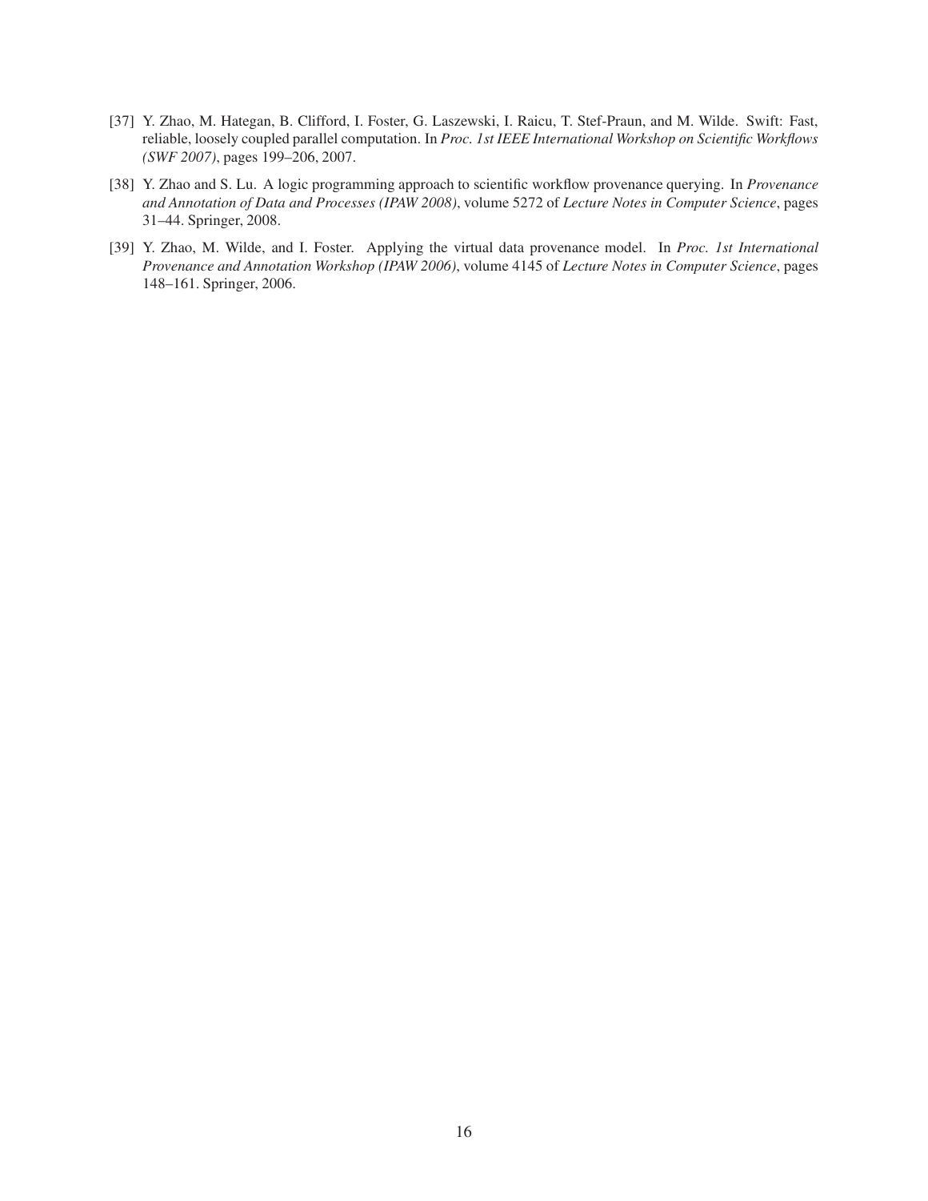[37] Y. Zhao, M. Hategan, B. Clifford, I. Foster, G. Laszewski, I. Raicu, T. Stef-Praun, and M. Wilde. Swift: Fast, reliable, loosely coupled parallel computation. In *Proc. 1st IEEE International Workshop on Scientific Workflows (SWF 2007)*, pages 199–206, 2007.

[38] Y. Zhao and S. Lu. A logic programming approach to scientific workflow provenance querying. In *Provenance and Annotation of Data and Processes (IPAW 2008)*, volume 5272 of *Lecture Notes in Computer Science*, pages 31–44. Springer, 2008.

[39] Y. Zhao, M. Wilde, and I. Foster. Applying the virtual data provenance model. In *Proc. 1st International Provenance and Annotation Workshop (IPAW 2006)*, volume 4145 of *Lecture Notes in Computer Science*, pages 148–161. Springer, 2006.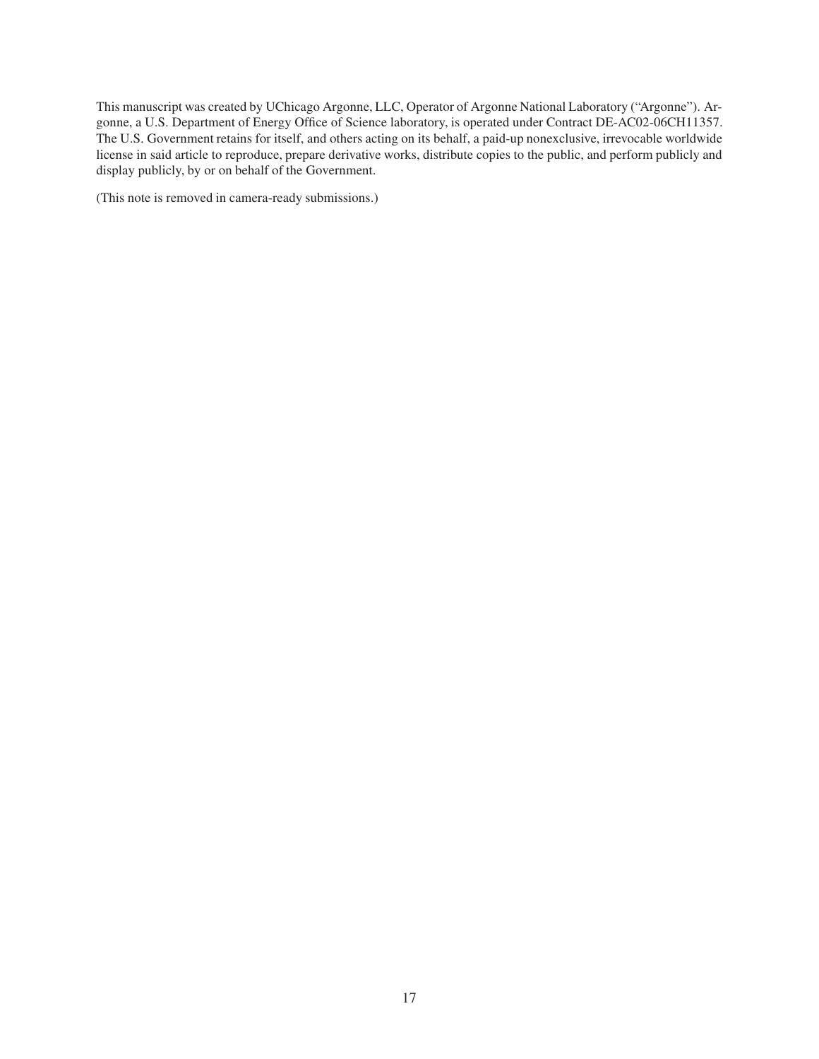This manuscript was created by UChicago Argonne, LLC, Operator of Argonne National Laboratory ("Argonne"). Argonne, a U.S. Department of Energy Office of Science laboratory, is operated under Contract DE-AC02-06CH11357. The U.S. Government retains for itself, and others acting on its behalf, a paid-up nonexclusive, irrevocable worldwide license in said article to reproduce, prepare derivative works, distribute copies to the public, and perform publicly and display publicly, by or on behalf of the Government.

(This note is removed in camera-ready submissions.)